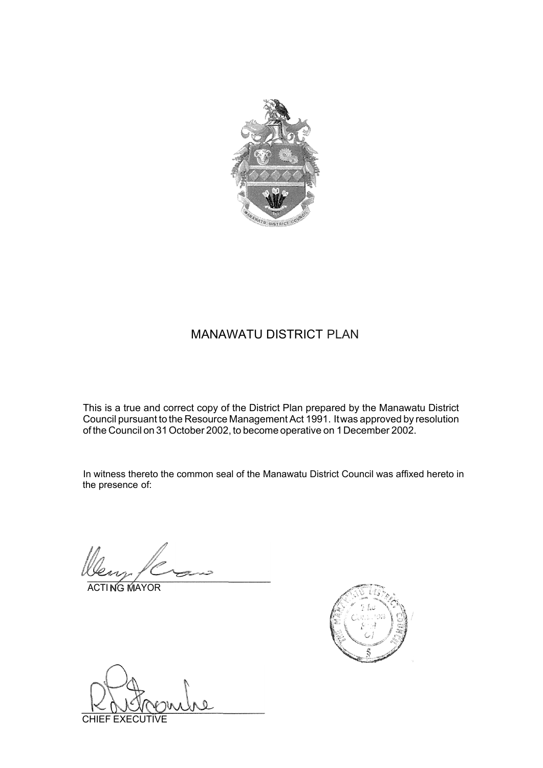# MANAWATU DISTRICT PLAN

This is a true and correct copy of the District Plan prepared by the Manawatu District Council pursuant to the Resource Management Act 1991. It was approved by resolution of the Council on 31 October 2002, to become operative on 1 December 2002.

In witness thereto the common seal of the Manawatu District Council was affixed hereto in the presence of:

ACTING MAYOR

CHIEF EXECUTIVE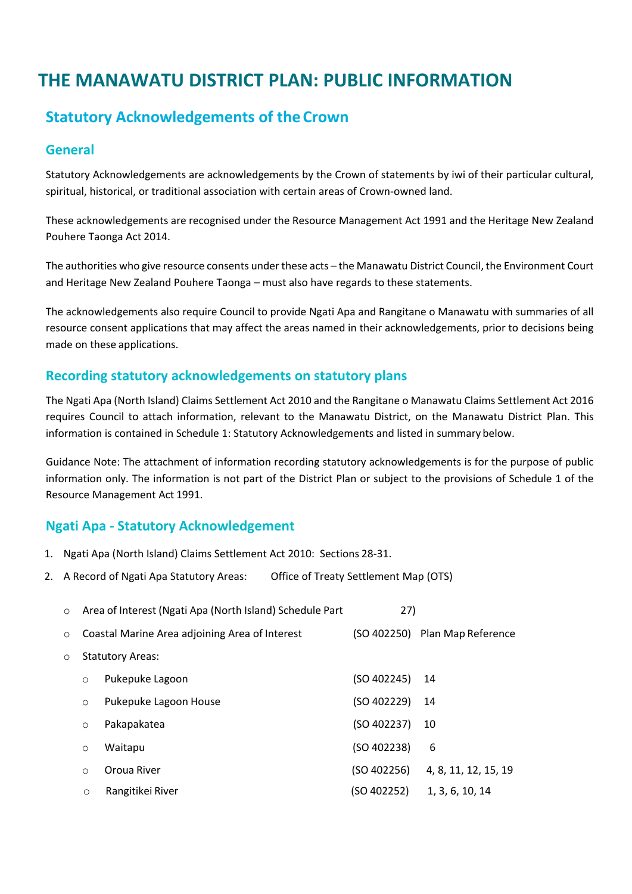# THE MANAWATU DISTRICT PLAN: PUBLIC INFORMATION

## Statutory Acknowledgements of the Crown

### General

Statutory Acknowledgements are acknowledgements by the Crown of statements by iwi of their particular cultural, spiritual, historical, or traditional association with certain areas of Crown-owned land.

These acknowledgements are recognised under the Resource Management Act 1991 and the Heritage New Zealand Pouhere Taonga Act 2014.

The authorities who give resource consents under these acts – the Manawatu District Council, the Environment Court and Heritage New Zealand Pouhere Taonga – must also have regards to these statements.

The acknowledgements also require Council to provide Ngati Apa and Rangitane o Manawatu with summaries of all resource consent applications that may affect the areas named in their acknowledgements, prior to decisions being made on these applications.

### Recording statutory acknowledgements on statutory plans

The Ngati Apa (North Island) Claims Settlement Act 2010 and the Rangitane o Manawatu Claims Settlement Act 2016 requires Council to attach information, relevant to the Manawatu District, on the Manawatu District Plan. This information is contained in Schedule 1: Statutory Acknowledgements and listed in summary below.

Guidance Note: The attachment of information recording statutory acknowledgements is for the purpose of public information only. The information is not part of the District Plan or subject to the provisions of Schedule 1 of the Resource Management Act 1991.

### Ngati Apa - Statutory Acknowledgement

1. Ngati Apa (North Island) Claims Settlement Act 2010: Sections 28-31.
2. A Record of Ngati Apa Statutory Areas: Office of Treaty Settlement Map (OTS)

    - Area of Interest (Ngati Apa (North Island) Schedule Part 27)
    - Coastal Marine Area adjoining Area of Interest (SO 402250) Plan Map Reference
    - Statutory Areas:
        - Pukepuke Lagoon (SO 402245) 14
        - Pukepuke Lagoon House (SO 402229) 14
        - Pakapakatea (SO 402237) 10
        - Waitapu (SO 402238) 6
        - Oroua River (SO 402256) 4, 8, 11, 12, 15, 19
        - Rangitikei River (SO 402252) 1, 3, 6, 10, 14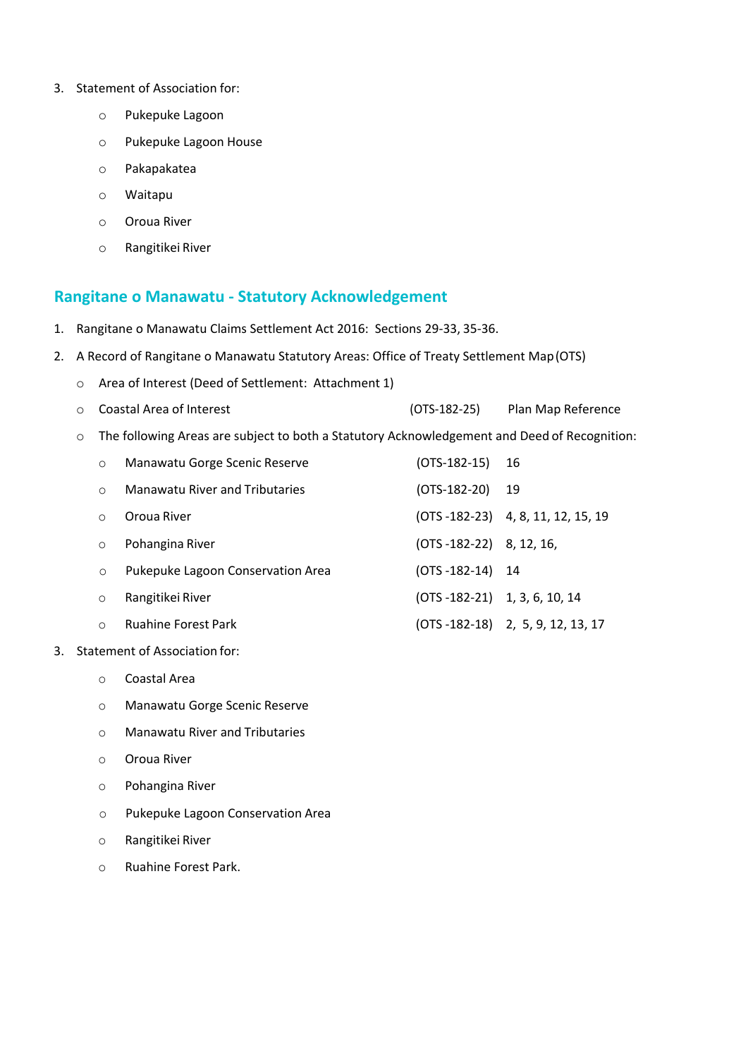3. Statement of Association for:
    - Pukepuke Lagoon
    - Pukepuke Lagoon House
    - Pakapakatea
    - Waitapu
    - Oroua River
    - Rangitikei River

## Rangitane o Manawatu - Statutory Acknowledgement

1. Rangitane o Manawatu Claims Settlement Act 2016: Sections 29-33, 35-36.
2. A Record of Rangitane o Manawatu Statutory Areas: Office of Treaty Settlement Map (OTS)
    - Area of Interest (Deed of Settlement: Attachment 1)
    - Coastal Area of Interest (OTS-182-25) Plan Map Reference
    - The following Areas are subject to both a Statutory Acknowledgement and Deed of Recognition:

| | | |
|---|---|---|
| Manawatu Gorge Scenic Reserve | (OTS-182-15) | 16 |
| Manawatu River and Tributaries | (OTS-182-20) | 19 |
| Oroua River | (OTS -182-23) | 4, 8, 11, 12, 15, 19 |
| Pohangina River | (OTS -182-22) | 8, 12, 16, |
| Pukepuke Lagoon Conservation Area | (OTS -182-14) | 14 |
| Rangitikei River | (OTS -182-21) | 1, 3, 6, 10, 14 |
| Ruahine Forest Park | (OTS -182-18) | 2, 5, 9, 12, 13, 17 |

3. Statement of Association for:
    - Coastal Area
    - Manawatu Gorge Scenic Reserve
    - Manawatu River and Tributaries
    - Oroua River
    - Pohangina River
    - Pukepuke Lagoon Conservation Area
    - Rangitikei River
    - Ruahine Forest Park.